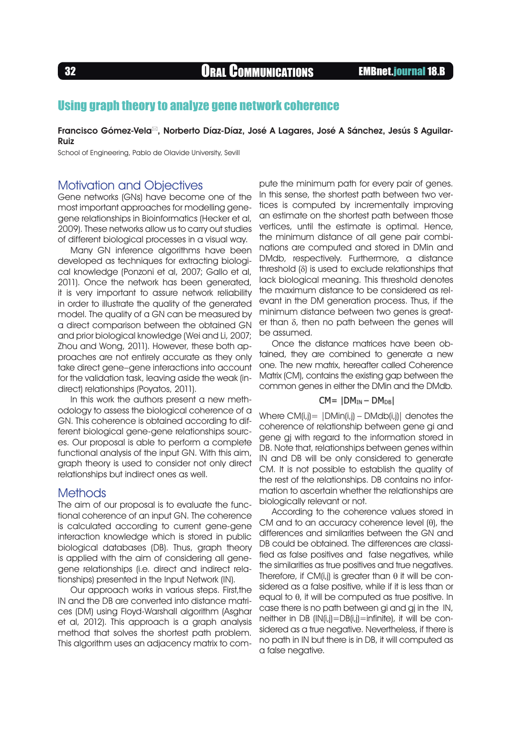# Using graph theory to analyze gene network coherence

**Francisco Gómez-Vela**✉**, Norberto Díaz-Díaz, José A Lagares, José A Sánchez, Jesús S Aguilar-Ruiz**

School of Engineering, Pablo de Olavide University, Sevill

## Motivation and Objectives

Gene networks (GNs) have become one of the most important approaches for modelling gene-gene relationships in Bioinformatics (Hecker et al, 2009). These networks allow us to carry out studies of different biological processes in a visual way.

Many GN inference algorithms have been developed as techniques for extracting biological knowledge (Ponzoni et al, 2007; Gallo et al, 2011). Once the network has been generated, it is very important to assure network reliability in order to illustrate the quality of the generated model. The quality of a GN can be measured by a direct comparison between the obtained GN and prior biological knowledge (Wei and Li, 2007; Zhou and Wong, 2011). However, these both approaches are not entirely accurate as they only take direct gene–gene interactions into account for the validation task, leaving aside the weak (indirect) relationships (Poyatos, 2011).

In this work the authors present a new methodology to assess the biological coherence of a GN. This coherence is obtained according to different biological gene-gene relationships sources. Our proposal is able to perform a complete functional analysis of the input GN. With this aim, graph theory is used to consider not only direct relationships but indirect ones as well.

## Methods

The aim of our proposal is to evaluate the functional coherence of an input GN. The coherence is calculated according to current gene-gene interaction knowledge which is stored in public biological databases (DB). Thus, graph theory is applied with the aim of considering all gene-gene relationships (i.e. direct and indirect relationships) presented in the Input Network (IN).

Our approach works in various steps. First,the IN and the DB are converted into distance matrices (DM) using Floyd-Warshall algorithm (Asghar et al, 2012). This approach is a graph analysis method that solves the shortest path problem. This algorithm uses an adjacency matrix to compute the minimum path for every pair of genes. In this sense, the shortest path between two vertices is computed by incrementally improving an estimate on the shortest path between those vertices, until the estimate is optimal. Hence, the minimum distance of all gene pair combinations are computed and stored in DMin and DMdb, respectively. Furthermore, a distance threshold ($\delta$) is used to exclude relationships that lack biological meaning. This threshold denotes the maximum distance to be considered as relevant in the DM generation process. Thus, if the minimum distance between two genes is greater than $\delta$, then no path between the genes will be assumed.

Once the distance matrices have been obtained, they are combined to generate a new one. The new matrix, hereafter called Coherence Matrix (CM), contains the existing gap between the common genes in either the DMin and the DMdb.

$$CM = |DM_{IN} - DM_{DB}|$$

Where CM(i,j)= |DMin(i,j) – DMdb(i,j)| denotes the coherence of relationship between gene gi and gene gj with regard to the information stored in DB. Note that, relationships between genes within IN and DB will be only considered to generate CM. It is not possible to establish the quality of the rest of the relationships. DB contains no information to ascertain whether the relationships are biologically relevant or not.

According to the coherence values stored in CM and to an accuracy coherence level ($\theta$), the differences and similarities between the GN and DB could be obtained. The differences are classified as false positives and false negatives, while the similarities as true positives and true negatives. Therefore, if CM(i,j) is greater than $\theta$ it will be considered as a false positive, while if it is less than or equal to $\theta$, it will be computed as true positive. In case there is no path between gi and gj in the IN, neither in DB (IN(i,j)=DB(i,j)=infinite), it will be considered as a true negative. Nevertheless, if there is no path in IN but there is in DB, it will computed as a false negative.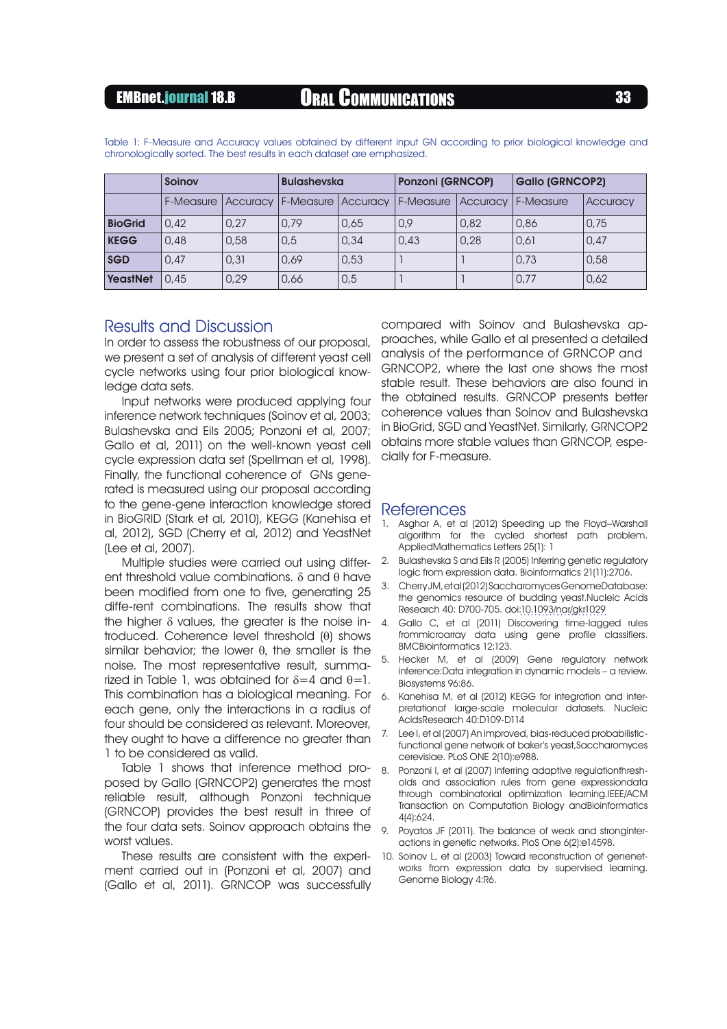Table 1: F-Measure and Accuracy values obtained by different input GN according to prior biological knowledge and chronologically sorted. The best results in each dataset are emphasized.

| | Soinov | | Bulashevska | | Ponzoni (GRNCOP) | | Gallo (GRNCOP2) | |
|---|---|---|---|---|---|---|---|---|
| | F-Measure | Accuracy | F-Measure | Accuracy | F-Measure | Accuracy | F-Measure | Accuracy |
| **BioGrid** | 0,42 | 0,27 | 0,79 | 0,65 | 0,9 | 0,82 | 0,86 | 0,75 |
| **KEGG** | 0,48 | 0,58 | 0,5 | 0,34 | 0,43 | 0,28 | 0,61 | 0,47 |
| **SGD** | 0,47 | 0,31 | 0,69 | 0,53 | 1 | 1 | 0,73 | 0,58 |
| **YeastNet** | 0,45 | 0,29 | 0,66 | 0,5 | 1 | 1 | 0,77 | 0,62 |

## Results and Discussion

In order to assess the robustness of our proposal, we present a set of analysis of different yeast cell cycle networks using four prior biological knowledge data sets.

Input networks were produced applying four inference network techniques (Soinov et al, 2003; Bulashevska and Eils 2005; Ponzoni et al, 2007; Gallo et al, 2011) on the well-known yeast cell cycle expression data set (Spellman et al, 1998). Finally, the functional coherence of GNs generated is measured using our proposal according to the gene-gene interaction knowledge stored in BioGRID (Stark et al, 2010), KEGG (Kanehisa et al, 2012), SGD (Cherry et al, 2012) and YeastNet (Lee et al, 2007).

Multiple studies were carried out using different threshold value combinations. $\delta$ and $\theta$ have been modified from one to five, generating 25 diffe-rent combinations. The results show that the higher $\delta$ values, the greater is the noise introduced. Coherence level threshold ($\theta$) shows similar behavior; the lower $\theta$, the smaller is the noise. The most representative result, summarized in Table 1, was obtained for $\delta=4$ and $\theta=1$. This combination has a biological meaning. For each gene, only the interactions in a radius of four should be considered as relevant. Moreover, they ought to have a difference no greater than 1 to be considered as valid.

Table 1 shows that inference method proposed by Gallo (GRNCOP2) generates the most reliable result, although Ponzoni technique (GRNCOP) provides the best result in three of the four data sets. Soinov approach obtains the worst values.

These results are consistent with the experiment carried out in (Ponzoni et al, 2007) and (Gallo et al, 2011). GRNCOP was successfully compared with Soinov and Bulashevska approaches, while Gallo et al presented a detailed analysis of the performance of GRNCOP and GRNCOP2, where the last one shows the most stable result. These behaviors are also found in the obtained results. GRNCOP presents better coherence values than Soinov and Bulashevska in BioGrid, SGD and YeastNet. Similarly, GRNCOP2 obtains more stable values than GRNCOP, especially for F-measure.

## References

1. Asghar A, et al (2012) Speeding up the Floyd–Warshall algorithm for the cycled shortest path problem. AppliedMathematics Letters 25(1): 1
2. Bulashevska S and Eils R (2005) Inferring genetic regulatory logic from expression data. Bioinformatics 21(11):2706.
3. Cherry JM, et al (2012) SaccharomycesGenomeDatabase: the genomics resource of budding yeast.Nucleic Acids Research 40: D700-705. doi:10.1093/nar/gkr1029
4. Gallo C, et al (2011) Discovering time-lagged rules frommicroarray data using gene profile classifiers. BMCBioinformatics 12:123.
5. Hecker M, et al (2009) Gene regulatory network inference:Data integration in dynamic models – a review. Biosystems 96:86.
6. Kanehisa M, et al (2012) KEGG for integration and interpretationof large-scale molecular datasets. Nucleic AcidsResearch 40:D109-D114
7. Lee I, et al (2007) An improved, bias-reduced probabilistic-functional gene network of baker's yeast,Saccharomyces cerevisiae. PLoS ONE 2(10):e988.
8. Ponzoni I, et al (2007) Inferring adaptive regulationthresholds and association rules from gene expressiondata through combinatorial optimization learning.IEEE/ACM Transaction on Computation Biology andBioinformatics 4(4):624.
9. Poyatos JF (2011). The balance of weak and stronginteractions in genetic networks. PloS One 6(2):e14598.
10. Soinov L, et al (2003) Toward reconstruction of genenetworks from expression data by supervised learning. Genome Biology 4:R6.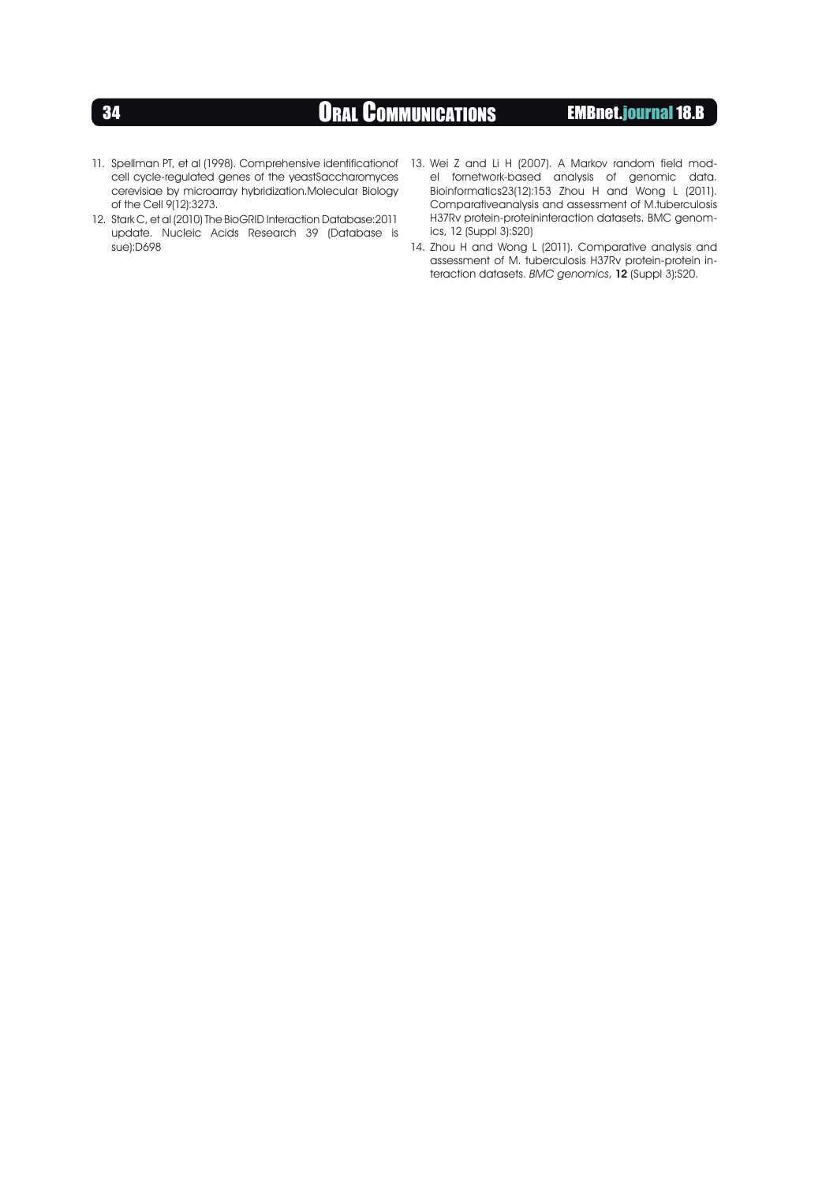11. Spellman PT, et al (1998). Comprehensive identificationof cell cycle-regulated genes of the yeastSaccharomyces cerevisiae by microarray hybridization.Molecular Biology of the Cell 9(12):3273.
12. Stark C, et al (2010) The BioGRID Interaction Database:2011 update. Nucleic Acids Research 39 (Database is sue):D698
13. Wei Z and Li H (2007). A Markov random field model fornetwork-based analysis of genomic data. Bioinformatics23(12):153 Zhou H and Wong L (2011). Comparativeanalysis and assessment of M.tuberculosis H37Rv protein-proteininteraction datasets. BMC genomics, 12 (Suppl 3):S20)
14. Zhou H and Wong L (2011). Comparative analysis and assessment of M. tuberculosis H37Rv protein-protein interaction datasets. *BMC genomics*, **12** (Suppl 3):S20.